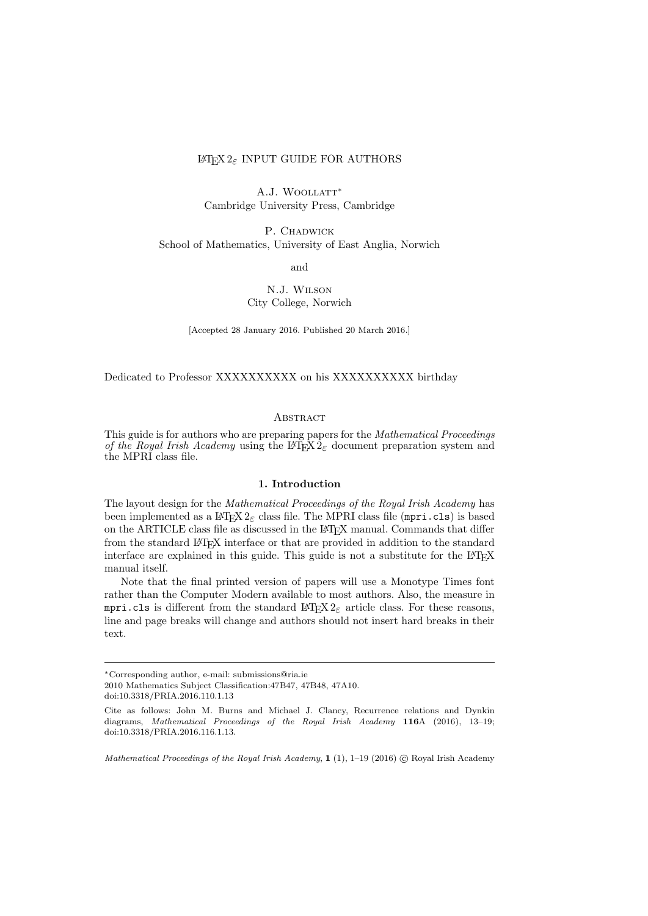# $\LaTeX 2_\varepsilon$ INPUT GUIDE FOR AUTHORS

A.J. Woollatt[*]
Cambridge University Press, Cambridge

P. Chadwick
School of Mathematics, University of East Anglia, Norwich

and

N.J. Wilson
City College, Norwich

[Accepted 28 January 2016. Published 20 March 2016.]

Dedicated to Professor XXXXXXXXXX on his XXXXXXXXXX birthday

### Abstract

This guide is for authors who are preparing papers for the *Mathematical Proceedings of the Royal Irish Academy* using the $\LaTeX 2_\varepsilon$ document preparation system and the MPRI class file.

## 1. Introduction

The layout design for the *Mathematical Proceedings of the Royal Irish Academy* has been implemented as a $\LaTeX 2_\varepsilon$ class file. The MPRI class file (`mpri.cls`) is based on the ARTICLE class file as discussed in the LaTeX manual. Commands that differ from the standard LaTeX interface or that are provided in addition to the standard interface are explained in this guide. This guide is not a substitute for the LaTeX manual itself.

Note that the final printed version of papers will use a Monotype Times font rather than the Computer Modern available to most authors. Also, the measure in `mpri.cls` is different from the standard $\LaTeX 2_\varepsilon$ article class. For these reasons, line and page breaks will change and authors should not insert hard breaks in their text.

---

[*]Corresponding author, e-mail: submissions@ria.ie
2010 Mathematics Subject Classification:47B47, 47B48, 47A10.
doi:10.3318/PRIA.2016.110.1.13

Cite as follows: John M. Burns and Michael J. Clancy, Recurrence relations and Dynkin diagrams, *Mathematical Proceedings of the Royal Irish Academy* **116**A (2016), 13–19; doi:10.3318/PRIA.2016.116.1.13.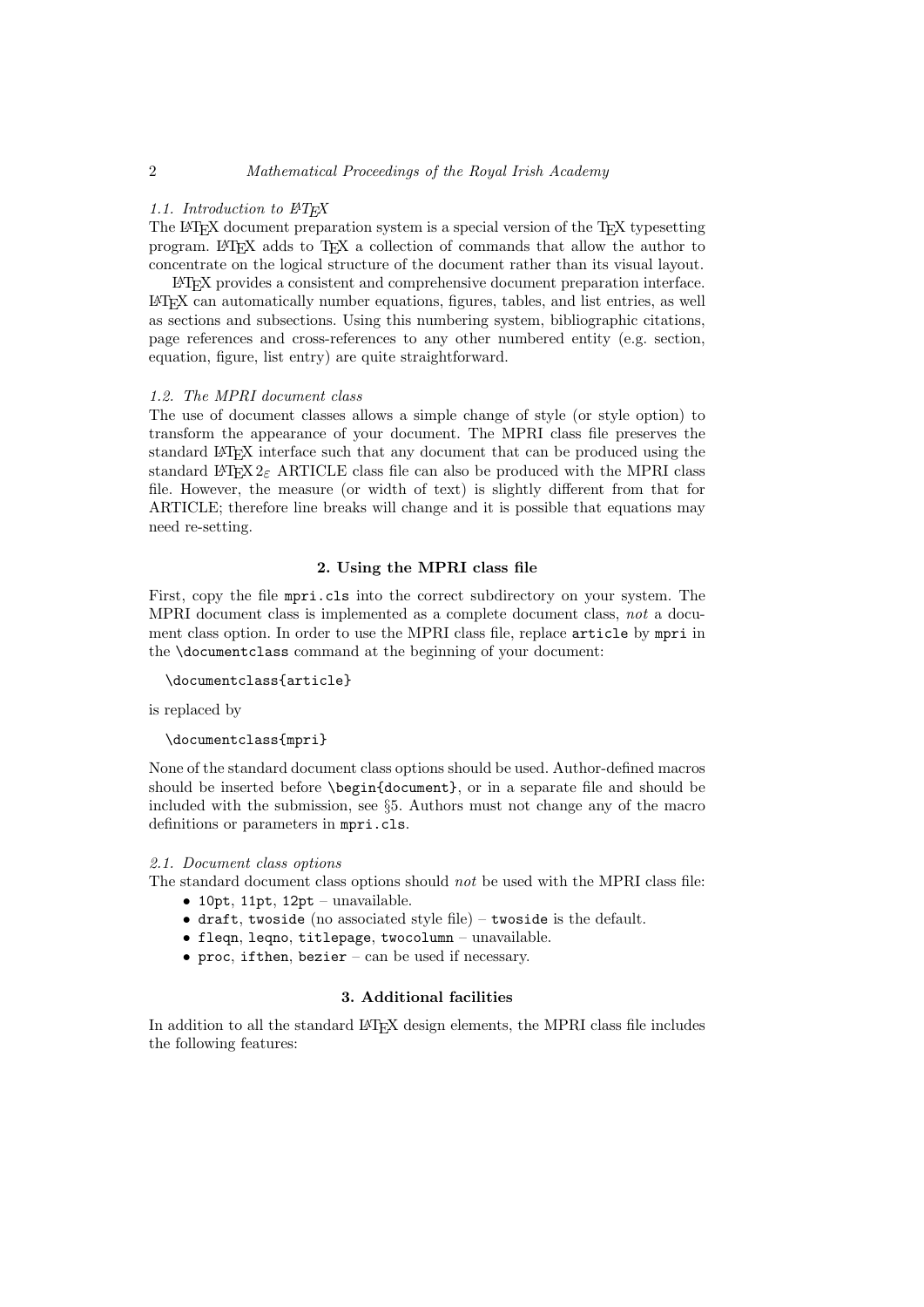### *1.1. Introduction to LaTeX*

The LaTeX document preparation system is a special version of the TeX typesetting program. LaTeX adds to TeX a collection of commands that allow the author to concentrate on the logical structure of the document rather than its visual layout.

LaTeX provides a consistent and comprehensive document preparation interface. LaTeX can automatically number equations, figures, tables, and list entries, as well as sections and subsections. Using this numbering system, bibliographic citations, page references and cross-references to any other numbered entity (e.g. section, equation, figure, list entry) are quite straightforward.

### *1.2. The MPRI document class*

The use of document classes allows a simple change of style (or style option) to transform the appearance of your document. The MPRI class file preserves the standard LaTeX interface such that any document that can be produced using the standard LaTeX $2_\varepsilon$ ARTICLE class file can also be produced with the MPRI class file. However, the measure (or width of text) is slightly different from that for ARTICLE; therefore line breaks will change and it is possible that equations may need re-setting.

## 2. Using the MPRI class file

First, copy the file `mpri.cls` into the correct subdirectory on your system. The MPRI document class is implemented as a complete document class, *not* a document class option. In order to use the MPRI class file, replace `article` by `mpri` in the `\documentclass` command at the beginning of your document:

```
\documentclass{article}
```

is replaced by

```
\documentclass{mpri}
```

None of the standard document class options should be used. Author-defined macros should be inserted before `\begin{document}`, or in a separate file and should be included with the submission, see §5. Authors must not change any of the macro definitions or parameters in `mpri.cls`.

### *2.1. Document class options*

The standard document class options should *not* be used with the MPRI class file:

- `10pt`, `11pt`, `12pt` – unavailable.
- `draft`, `twoside` (no associated style file) – `twoside` is the default.
- `fleqn`, `leqno`, `titlepage`, `twocolumn` – unavailable.
- `proc`, `ifthen`, `bezier` – can be used if necessary.

## 3. Additional facilities

In addition to all the standard LaTeX design elements, the MPRI class file includes the following features: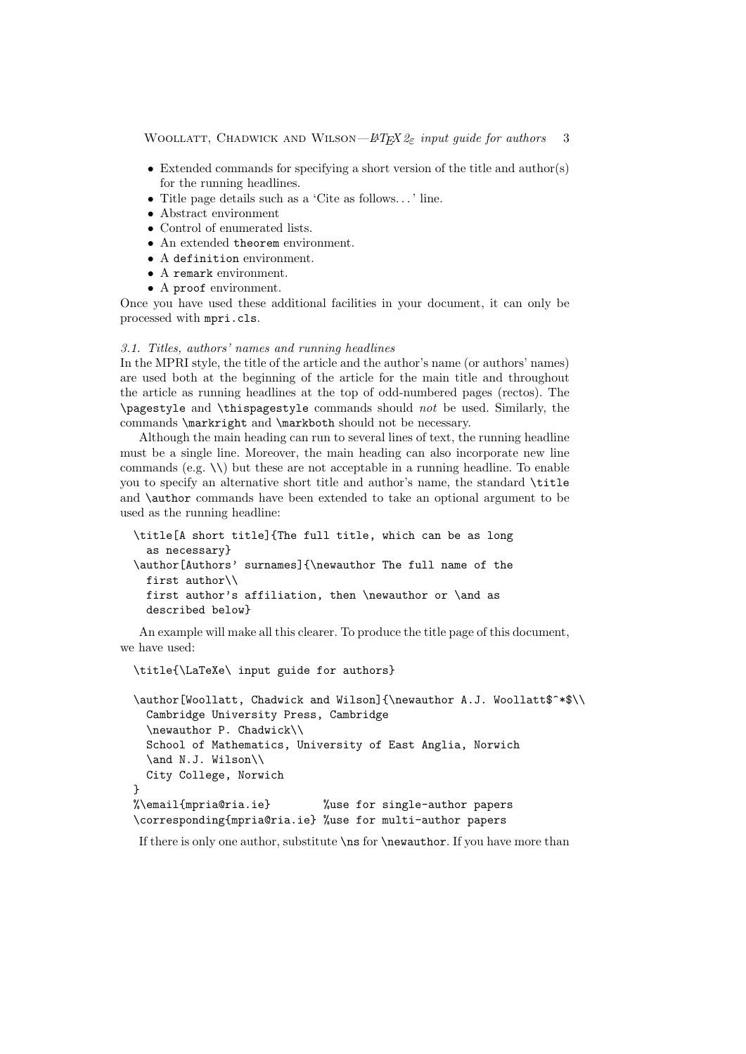- Extended commands for specifying a short version of the title and author(s) for the running headlines.
- Title page details such as a 'Cite as follows. . . ' line.
- Abstract environment
- Control of enumerated lists.
- An extended `theorem` environment.
- A `definition` environment.
- A `remark` environment.
- A `proof` environment.

Once you have used these additional facilities in your document, it can only be processed with `mpri.cls`.

### *3.1. Titles, authors' names and running headlines*

In the MPRI style, the title of the article and the author's name (or authors' names) are used both at the beginning of the article for the main title and throughout the article as running headlines at the top of odd-numbered pages (rectos). The `\pagestyle` and `\thispagestyle` commands should *not* be used. Similarly, the commands `\markright` and `\markboth` should not be necessary.

Although the main heading can run to several lines of text, the running headline must be a single line. Moreover, the main heading can also incorporate new line commands (e.g. `\\`) but these are not acceptable in a running headline. To enable you to specify an alternative short title and author's name, the standard `\title` and `\author` commands have been extended to take an optional argument to be used as the running headline:

```
\title[A short title]{The full title, which can be as long
  as necessary}
\author[Authors' surnames]{\newauthor The full name of the
  first author\\
  first author's affiliation, then \newauthor or \and as
  described below}
```

An example will make all this clearer. To produce the title page of this document, we have used:

```
\title{\LaTeXe\ input guide for authors}

\author[Woollatt, Chadwick and Wilson]{\newauthor A.J. Woollatt$^*$\\
  Cambridge University Press, Cambridge
  \newauthor P. Chadwick\\
  School of Mathematics, University of East Anglia, Norwich
  \and N.J. Wilson\\
  City College, Norwich
}
%\email{mpria@ria.ie}        %use for single-author papers
\corresponding{mpria@ria.ie} %use for multi-author papers
```

If there is only one author, substitute `\ns` for `\newauthor`. If you have more than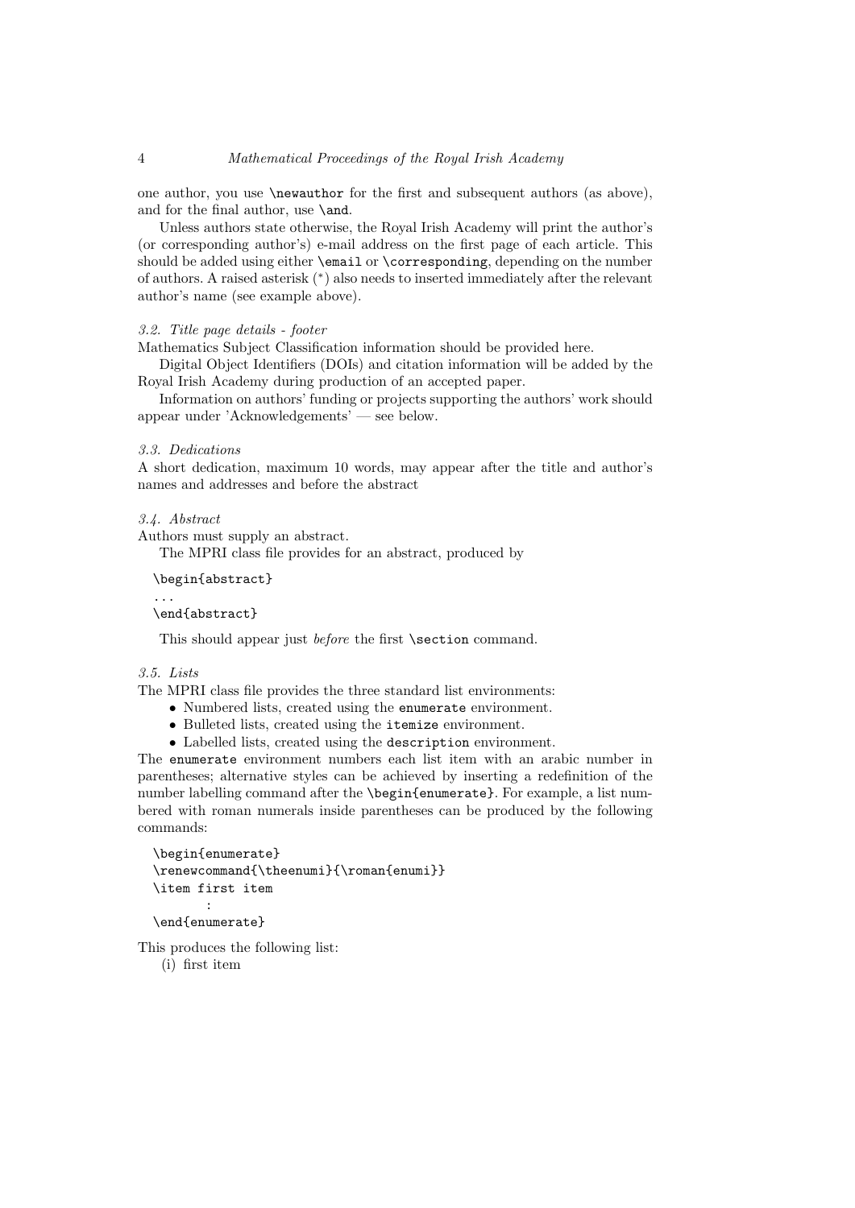one author, you use `\newauthor` for the first and subsequent authors (as above), and for the final author, use `\and`.

Unless authors state otherwise, the Royal Irish Academy will print the author's (or corresponding author's) e-mail address on the first page of each article. This should be added using either `\email` or `\corresponding`, depending on the number of authors. A raised asterisk ($^*$) also needs to inserted immediately after the relevant author's name (see example above).

### *3.2. Title page details - footer*

Mathematics Subject Classification information should be provided here.

Digital Object Identifiers (DOIs) and citation information will be added by the Royal Irish Academy during production of an accepted paper.

Information on authors' funding or projects supporting the authors' work should appear under 'Acknowledgements' — see below.

### *3.3. Dedications*

A short dedication, maximum 10 words, may appear after the title and author's names and addresses and before the abstract

### *3.4. Abstract*

Authors must supply an abstract.

The MPRI class file provides for an abstract, produced by

```
\begin{abstract}
...
\end{abstract}
```

This should appear just *before* the first `\section` command.

### *3.5. Lists*

The MPRI class file provides the three standard list environments:

- Numbered lists, created using the `enumerate` environment.
- Bulleted lists, created using the `itemize` environment.
- Labelled lists, created using the `description` environment.

The `enumerate` environment numbers each list item with an arabic number in parentheses; alternative styles can be achieved by inserting a redefinition of the number labelling command after the `\begin{enumerate}`. For example, a list numbered with roman numerals inside parentheses can be produced by the following commands:

```
\begin{enumerate}
\renewcommand{\theenumi}{\roman{enumi}}
\item first item
        :
\end{enumerate}
```

This produces the following list:

(i) first item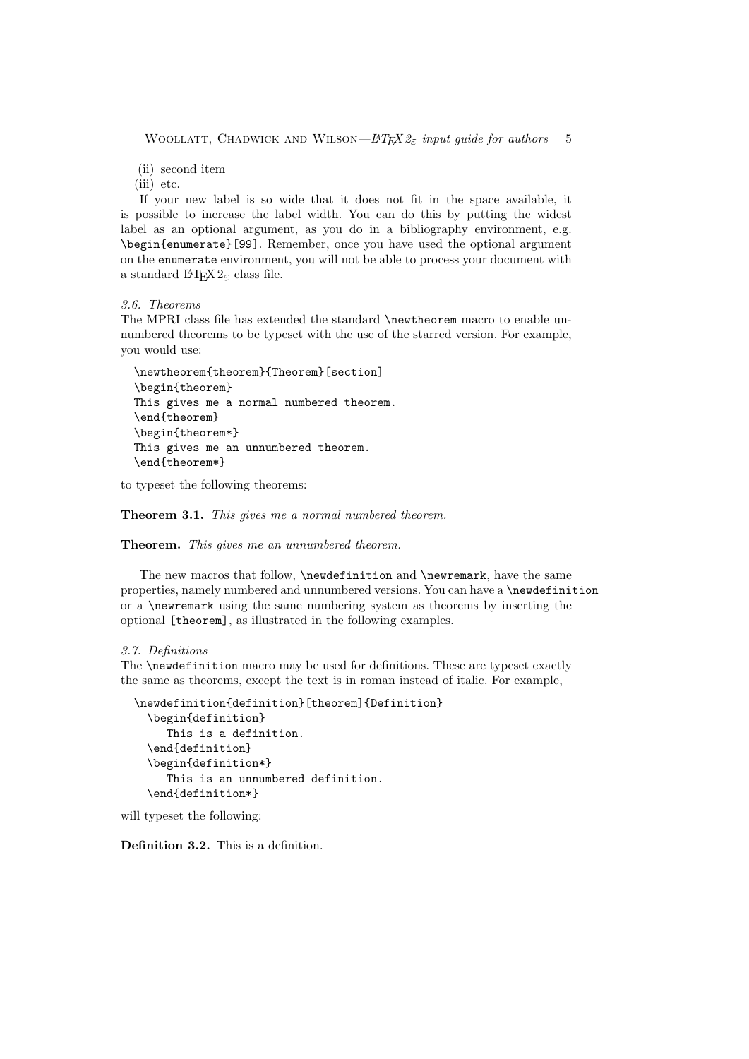(ii) second item
(iii) etc.

If your new label is so wide that it does not fit in the space available, it is possible to increase the label width. You can do this by putting the widest label as an optional argument, as you do in a bibliography environment, e.g. `\begin{enumerate}[99]`. Remember, once you have used the optional argument on the `enumerate` environment, you will not be able to process your document with a standard LaTeX 2ε class file.

### *3.6. Theorems*

The MPRI class file has extended the standard `\newtheorem` macro to enable unnumbered theorems to be typeset with the use of the starred version. For example, you would use:

```
\newtheorem{theorem}{Theorem}[section]
\begin{theorem}
This gives me a normal numbered theorem.
\end{theorem}
\begin{theorem*}
This gives me an unnumbered theorem.
\end{theorem*}
```

to typeset the following theorems:

**Theorem 3.1.** *This gives me a normal numbered theorem.*

**Theorem.** *This gives me an unnumbered theorem.*

The new macros that follow, `\newdefinition` and `\newremark`, have the same properties, namely numbered and unnumbered versions. You can have a `\newdefinition` or a `\newremark` using the same numbering system as theorems by inserting the optional `[theorem]`, as illustrated in the following examples.

### *3.7. Definitions*

The `\newdefinition` macro may be used for definitions. These are typeset exactly the same as theorems, except the text is in roman instead of italic. For example,

```
\newdefinition{definition}[theorem]{Definition}
  \begin{definition}
     This is a definition.
  \end{definition}
  \begin{definition*}
     This is an unnumbered definition.
  \end{definition*}
```

will typeset the following:

**Definition 3.2.** This is a definition.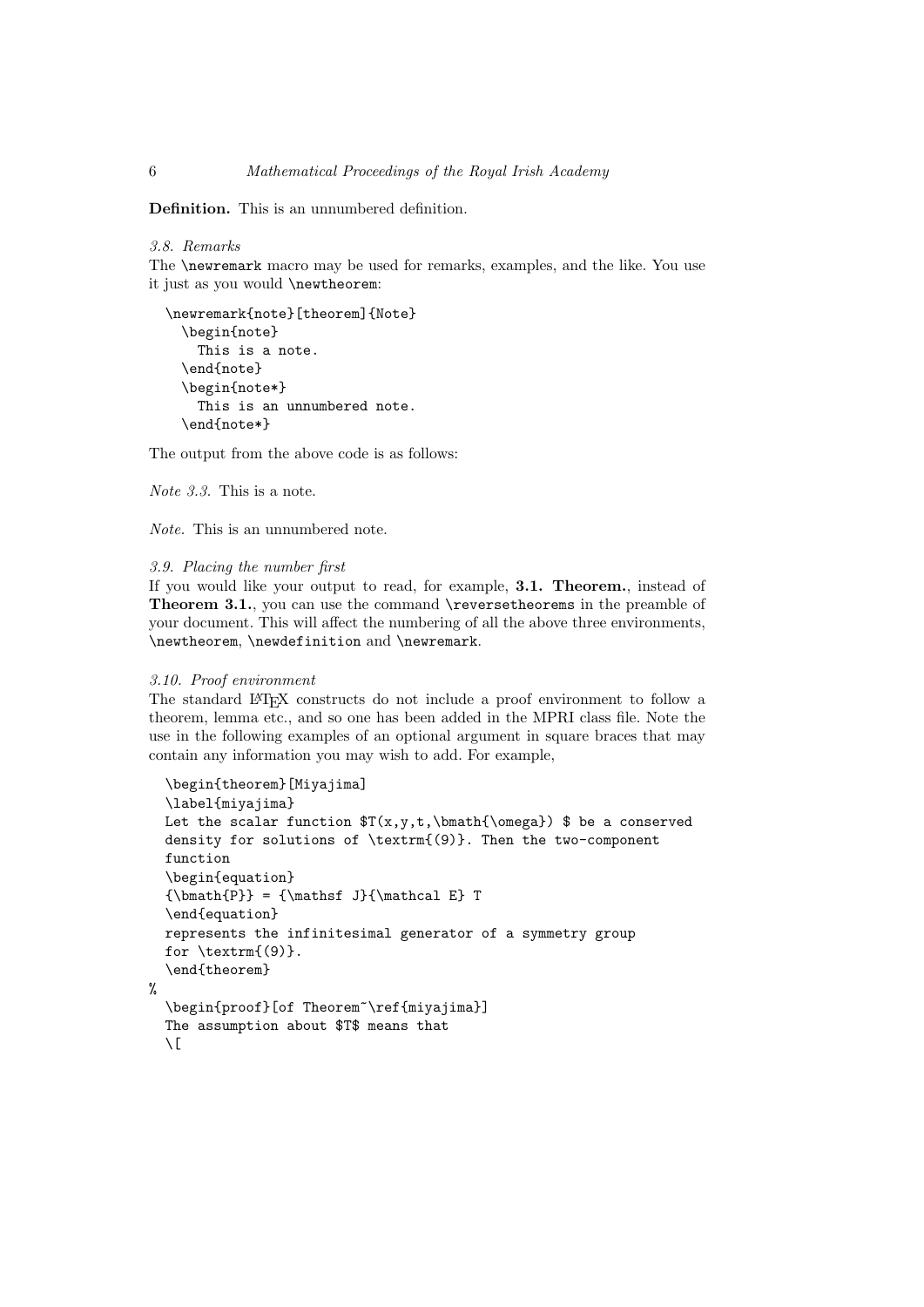**Definition.** This is an unnumbered definition.

### *3.8. Remarks*

The `\newremark` macro may be used for remarks, examples, and the like. You use it just as you would `\newtheorem`:

```
\newremark{note}[theorem]{Note}
  \begin{note}
    This is a note.
  \end{note}
  \begin{note*}
    This is an unnumbered note.
  \end{note*}
```

The output from the above code is as follows:

*Note 3.3.* This is a note.

*Note.* This is an unnumbered note.

### *3.9. Placing the number first*

If you would like your output to read, for example, **3.1. Theorem.**, instead of **Theorem 3.1.**, you can use the command `\reversetheorems` in the preamble of your document. This will affect the numbering of all the above three environments, `\newtheorem`, `\newdefinition` and `\newremark`.

### *3.10. Proof environment*

The standard LaTeX constructs do not include a proof environment to follow a theorem, lemma etc., and so one has been added in the MPRI class file. Note the use in the following examples of an optional argument in square braces that may contain any information you may wish to add. For example,

```
  \begin{theorem}[Miyajima]
  \label{miyajima}
  Let the scalar function $T(x,y,t,\bmath{\omega}) $ be a conserved
  density for solutions of \textrm{(9)}. Then the two-component
  function
  \begin{equation}
  {\bmath{P}} = {\mathsf J}{\mathcal E} T
  \end{equation}
  represents the infinitesimal generator of a symmetry group
  for \textrm{(9)}.
  \end{theorem}
%
  \begin{proof}[of Theorem~\ref{miyajima}]
  The assumption about $T$ means that
  \[
```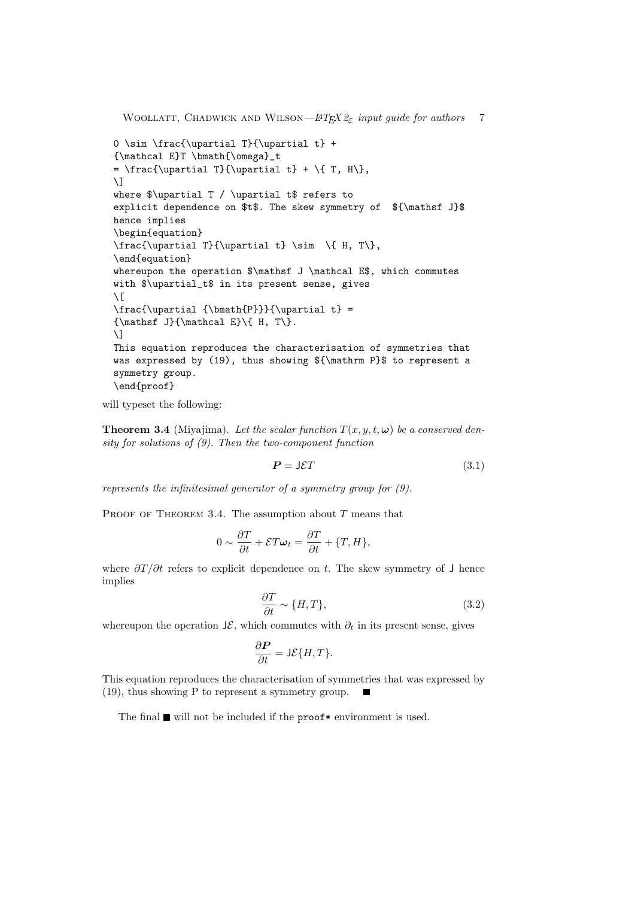```
0 \sim \frac{\upartial T}{\upartial t} +
{\mathcal E}T \bmath{\omega}_t
= \frac{\upartial T}{\upartial t} + \{ T, H\},
\]
where $\upartial T / \upartial t$ refers to
explicit dependence on $t$. The skew symmetry of  ${\mathsf J}$
hence implies
\begin{equation}
\frac{\upartial T}{\upartial t} \sim  \{ H, T\},
\end{equation}
whereupon the operation $\mathsf J \mathcal E$, which commutes
with $\upartial_t$ in its present sense, gives
\[
\frac{\upartial {\bmath{P}}}{\upartial t} =
{\mathsf J}{\mathcal E}\{ H, T\}.
\]
This equation reproduces the characterisation of symmetries that
was expressed by (19), thus showing ${\mathrm P}$ to represent a
symmetry group.
\end{proof}
```

will typeset the following:

**Theorem 3.4** (Miyajima). *Let the scalar function $T(x, y, t, \boldsymbol{\omega})$ be a conserved density for solutions of (9). Then the two-component function*

$$\boldsymbol{P} = \mathsf{J}\mathcal{E}T \tag{3.1}$$

*represents the infinitesimal generator of a symmetry group for (9).*

Proof of Theorem 3.4. The assumption about $T$ means that

$$0 \sim \frac{\partial T}{\partial t} + \mathcal{E}T\boldsymbol{\omega}_t = \frac{\partial T}{\partial t} + \{T, H\},$$

where $\partial T/\partial t$ refers to explicit dependence on $t$. The skew symmetry of $\mathsf{J}$ hence implies

$$\frac{\partial T}{\partial t} \sim \{H, T\}, \tag{3.2}$$

whereupon the operation $\mathsf{J}\mathcal{E}$, which commutes with $\partial_t$ in its present sense, gives

$$\frac{\partial \boldsymbol{P}}{\partial t} = \mathsf{J}\mathcal{E}\{H, T\}.$$

This equation reproduces the characterisation of symmetries that was expressed by (19), thus showing $\mathrm{P}$ to represent a symmetry group. ■

The final ■ will not be included if the `proof*` environment is used.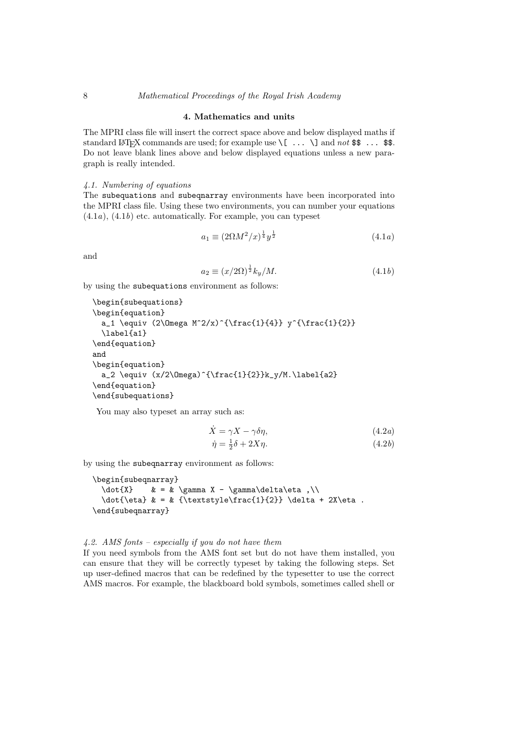## 4. Mathematics and units

The MPRI class file will insert the correct space above and below displayed maths if standard LaTeX commands are used; for example use `\[ ... \]` and *not* `$$ ... $$`. Do not leave blank lines above and below displayed equations unless a new paragraph is really intended.

### *4.1. Numbering of equations*

The `subequations` and `subeqnarray` environments have been incorporated into the MPRI class file. Using these two environments, you can number your equations (4.1*a*), (4.1*b*) etc. automatically. For example, you can typeset

$$a_1 \equiv (2\Omega M^2/x)^{\frac{1}{4}} y^{\frac{1}{2}} \tag{4.1a}$$

and

$$a_2 \equiv (x/2\Omega)^{\frac{1}{2}} k_y/M. \tag{4.1b}$$

by using the `subequations` environment as follows:

```
\begin{subequations}
\begin{equation}
  a_1 \equiv (2\Omega M^2/x)^{\frac{1}{4}} y^{\frac{1}{2}}
  \label{a1}
\end{equation}
and
\begin{equation}
  a_2 \equiv (x/2\Omega)^{\frac{1}{2}}k_y/M.\label{a2}
\end{equation}
\end{subequations}
```

You may also typeset an array such as:

$$\dot{X} = \gamma X - \gamma\delta\eta, \tag{4.2a}$$

$$\dot{\eta} = {\textstyle\frac{1}{2}}\delta + 2X\eta. \tag{4.2b}$$

by using the `subeqnarray` environment as follows:

```
\begin{subeqnarray}
  \dot{X}    & = & \gamma X - \gamma\delta\eta ,\\
  \dot{\eta} & = & {\textstyle\frac{1}{2}} \delta + 2X\eta .
\end{subeqnarray}
```

### *4.2. AMS fonts – especially if you do not have them*

If you need symbols from the AMS font set but do not have them installed, you can ensure that they will be correctly typeset by taking the following steps. Set up user-defined macros that can be redefined by the typesetter to use the correct AMS macros. For example, the blackboard bold symbols, sometimes called shell or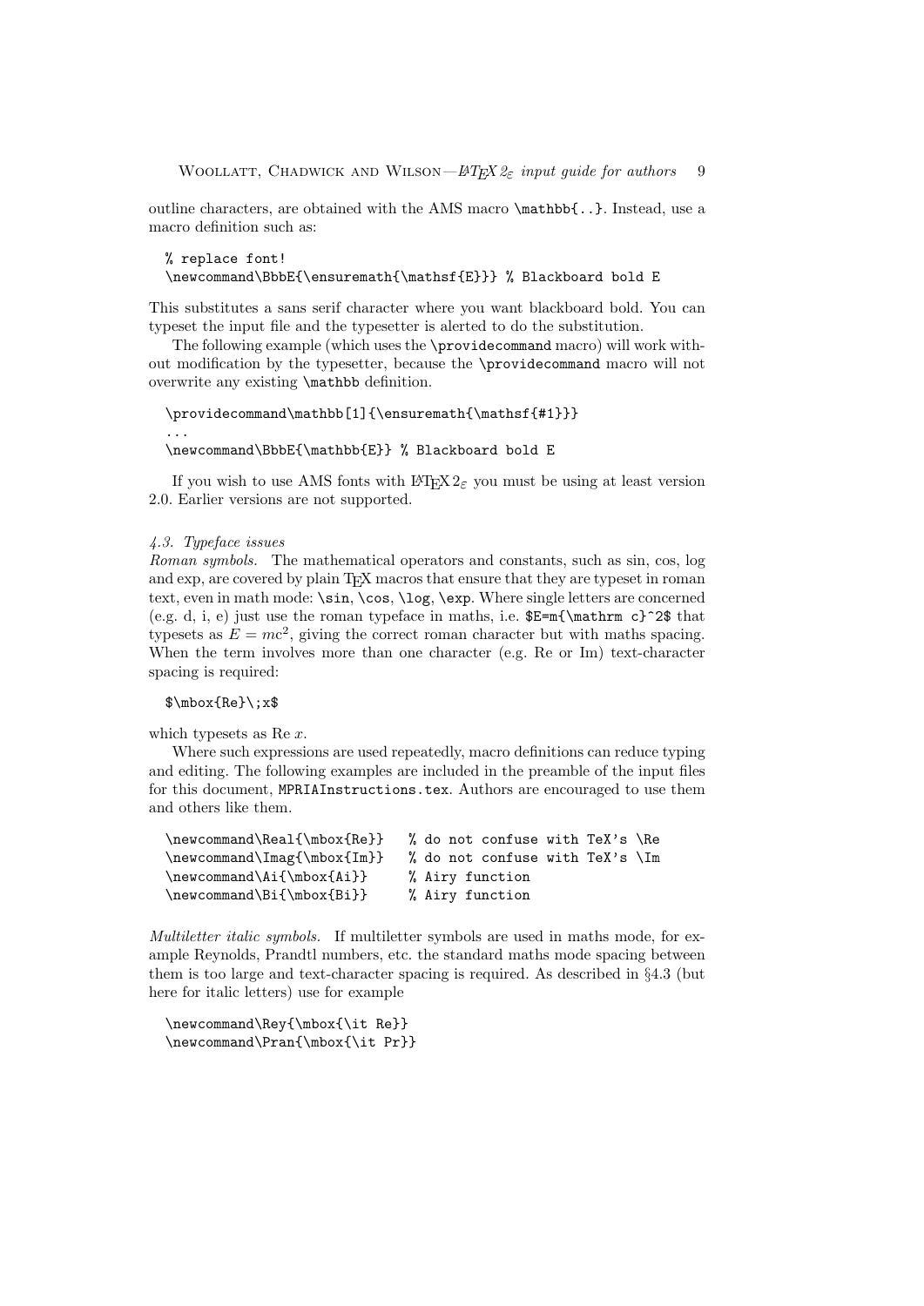outline characters, are obtained with the AMS macro `\mathbb{..}`. Instead, use a macro definition such as:

```
% replace font!
\newcommand\BbbE{\ensuremath{\mathsf{E}}} % Blackboard bold E
```

This substitutes a sans serif character where you want blackboard bold. You can typeset the input file and the typesetter is alerted to do the substitution.

The following example (which uses the `\providecommand` macro) will work without modification by the typesetter, because the `\providecommand` macro will not overwrite any existing `\mathbb` definition.

```
\providecommand\mathbb[1]{\ensuremath{\mathsf{#1}}}
...
\newcommand\BbbE{\mathbb{E}} % Blackboard bold E
```

If you wish to use AMS fonts with LaTeX 2ε you must be using at least version 2.0. Earlier versions are not supported.

*4.3. Typeface issues*

*Roman symbols.* The mathematical operators and constants, such as sin, cos, log and exp, are covered by plain TeX macros that ensure that they are typeset in roman text, even in math mode: `\sin`, `\cos`, `\log`, `\exp`. Where single letters are concerned (e.g. d, i, e) just use the roman typeface in maths, i.e. `$E=m{\mathrm c}^2$` that typesets as $E = m\mathrm{c}^2$, giving the correct roman character but with maths spacing. When the term involves more than one character (e.g. Re or Im) text-character spacing is required:

```
$\mbox{Re}\;x$
```

which typesets as $\mbox{Re}\;x$.

Where such expressions are used repeatedly, macro definitions can reduce typing and editing. The following examples are included in the preamble of the input files for this document, `MPRIAInstructions.tex`. Authors are encouraged to use them and others like them.

```
\newcommand\Real{\mbox{Re}}   % do not confuse with TeX's \Re
\newcommand\Imag{\mbox{Im}}   % do not confuse with TeX's \Im
\newcommand\Ai{\mbox{Ai}}     % Airy function
\newcommand\Bi{\mbox{Bi}}     % Airy function
```

*Multiletter italic symbols.* If multiletter symbols are used in maths mode, for example Reynolds, Prandtl numbers, etc. the standard maths mode spacing between them is too large and text-character spacing is required. As described in §4.3 (but here for italic letters) use for example

```
\newcommand\Rey{\mbox{\it Re}}
\newcommand\Pran{\mbox{\it Pr}}
```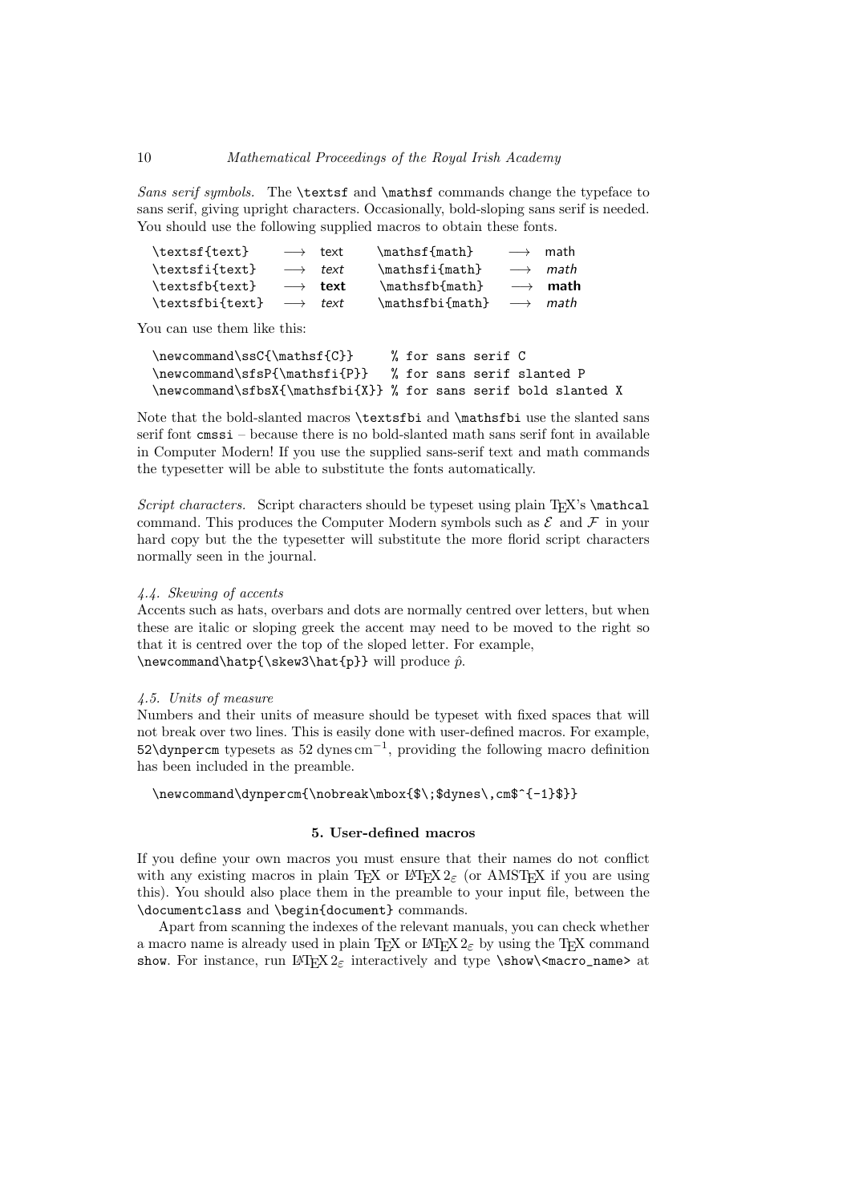*Sans serif symbols.* The `\textsf` and `\mathsf` commands change the typeface to sans serif, giving upright characters. Occasionally, bold-sloping sans serif is needed. You should use the following supplied macros to obtain these fonts.

| | | | | | |
|---|---|---|---|---|---|
| `\textsf{text}` | $\longrightarrow$ | $\textsf{text}$ | `\mathsf{math}` | $\longrightarrow$ | $\mathsf{math}$ |
| `\textsfi{text}` | $\longrightarrow$ | *text* | `\mathsfi{math}` | $\longrightarrow$ | *math* |
| `\textsfb{text}` | $\longrightarrow$ | **text** | `\mathsfb{math}` | $\longrightarrow$ | **math** |
| `\textsfbi{text}` | $\longrightarrow$ | *text* | `\mathsfbi{math}` | $\longrightarrow$ | *math* |

You can use them like this:

```
\newcommand\ssC{\mathsf{C}}       % for sans serif C
\newcommand\sfsP{\mathsfi{P}}     % for sans serif slanted P
\newcommand\sfbsX{\mathsfbi{X}} % for sans serif bold slanted X
```

Note that the bold-slanted macros `\textsfbi` and `\mathsfbi` use the slanted sans serif font `cmssi` – because there is no bold-slanted math sans serif font in available in Computer Modern! If you use the supplied sans-serif text and math commands the typesetter will be able to substitute the fonts automatically.

*Script characters.* Script characters should be typeset using plain TEX's `\mathcal` command. This produces the Computer Modern symbols such as $\mathcal{E}$ and $\mathcal{F}$ in your hard copy but the the typesetter will substitute the more florid script characters normally seen in the journal.

### *4.4. Skewing of accents*

Accents such as hats, overbars and dots are normally centred over letters, but when these are italic or sloping greek the accent may need to be moved to the right so that it is centred over the top of the sloped letter. For example,
`\newcommand\hatp{\skew3\hat{p}}` will produce $\hat{p}$.

### *4.5. Units of measure*

Numbers and their units of measure should be typeset with fixed spaces that will not break over two lines. This is easily done with user-defined macros. For example, `52\dynpercm` typesets as $52\ \mathrm{dynes\,cm^{-1}}$, providing the following macro definition has been included in the preamble.

```
\newcommand\dynpercm{\nobreak\mbox{$\;$dynes\,cm$^{-1}$}}
```

## 5. User-defined macros

If you define your own macros you must ensure that their names do not conflict with any existing macros in plain TEX or LATEX $2_\varepsilon$ (or AMSTEX if you are using this). You should also place them in the preamble to your input file, between the `\documentclass` and `\begin{document}` commands.

Apart from scanning the indexes of the relevant manuals, you can check whether a macro name is already used in plain TEX or LATEX $2_\varepsilon$ by using the TEX command `show`. For instance, run LATEX $2_\varepsilon$ interactively and type `\show\<macro_name>` at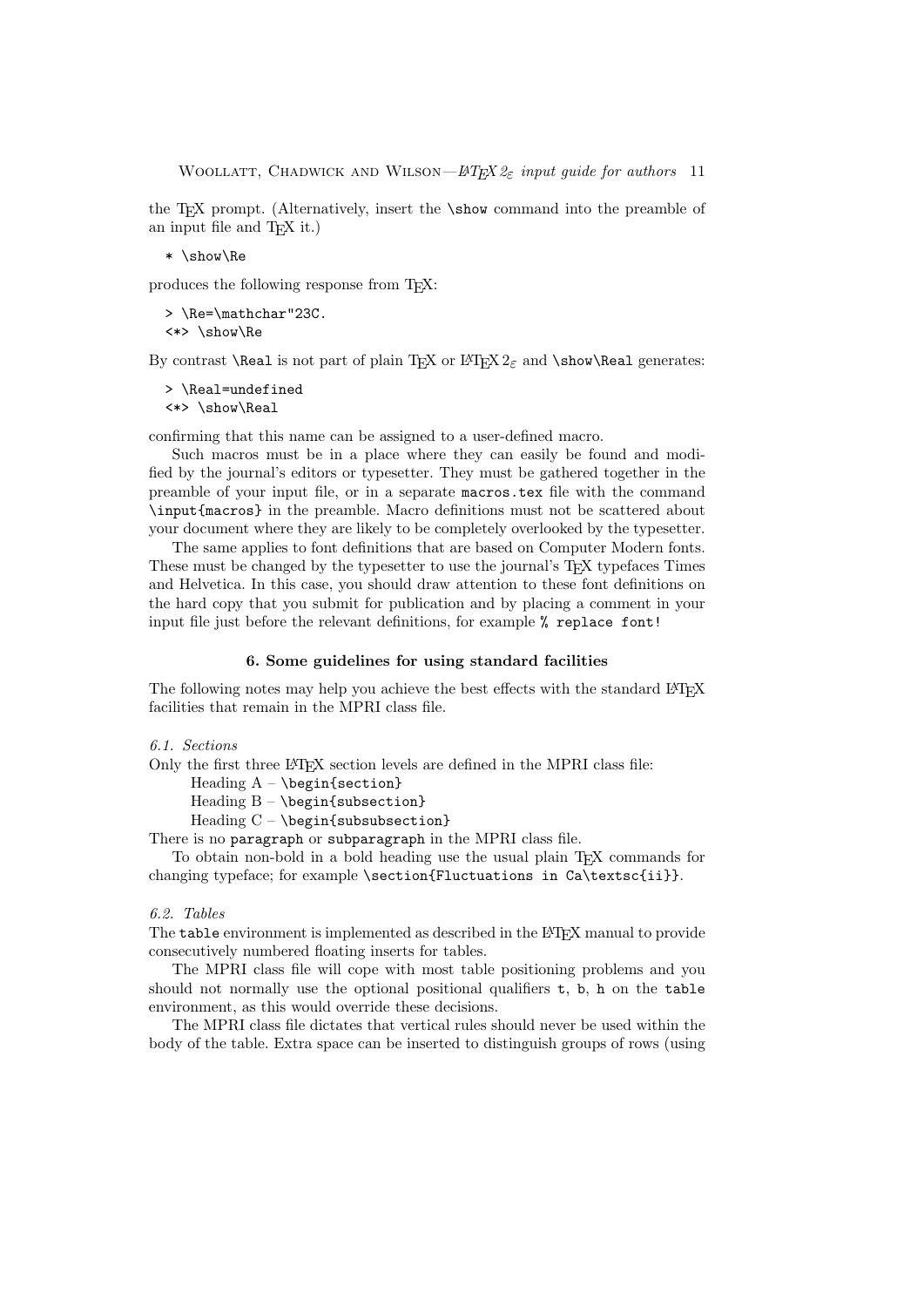the TeX prompt. (Alternatively, insert the `\show` command into the preamble of an input file and TeX it.)

```
* \show\Re
```

produces the following response from TeX:

```
> \Re=\mathchar"23C.
<*> \show\Re
```

By contrast `\Real` is not part of plain TeX or LaTeX 2ε and `\show\Real` generates:

```
> \Real=undefined
<*> \show\Real
```

confirming that this name can be assigned to a user-defined macro.

Such macros must be in a place where they can easily be found and modified by the journal's editors or typesetter. They must be gathered together in the preamble of your input file, or in a separate `macros.tex` file with the command `\input{macros}` in the preamble. Macro definitions must not be scattered about your document where they are likely to be completely overlooked by the typesetter.

The same applies to font definitions that are based on Computer Modern fonts. These must be changed by the typesetter to use the journal's TeX typefaces Times and Helvetica. In this case, you should draw attention to these font definitions on the hard copy that you submit for publication and by placing a comment in your input file just before the relevant definitions, for example `% replace font!`

## 6. Some guidelines for using standard facilities

The following notes may help you achieve the best effects with the standard LaTeX facilities that remain in the MPRI class file.

### *6.1. Sections*

Only the first three LaTeX section levels are defined in the MPRI class file:

Heading A – `\begin{section}`
Heading B – `\begin{subsection}`
Heading C – `\begin{subsubsection}`

There is no `paragraph` or `subparagraph` in the MPRI class file.

To obtain non-bold in a bold heading use the usual plain TeX commands for changing typeface; for example `\section{Fluctuations in Ca\textsc{ii}}`.

### *6.2. Tables*

The `table` environment is implemented as described in the LaTeX manual to provide consecutively numbered floating inserts for tables.

The MPRI class file will cope with most table positioning problems and you should not normally use the optional positional qualifiers `t`, `b`, `h` on the `table` environment, as this would override these decisions.

The MPRI class file dictates that vertical rules should never be used within the body of the table. Extra space can be inserted to distinguish groups of rows (using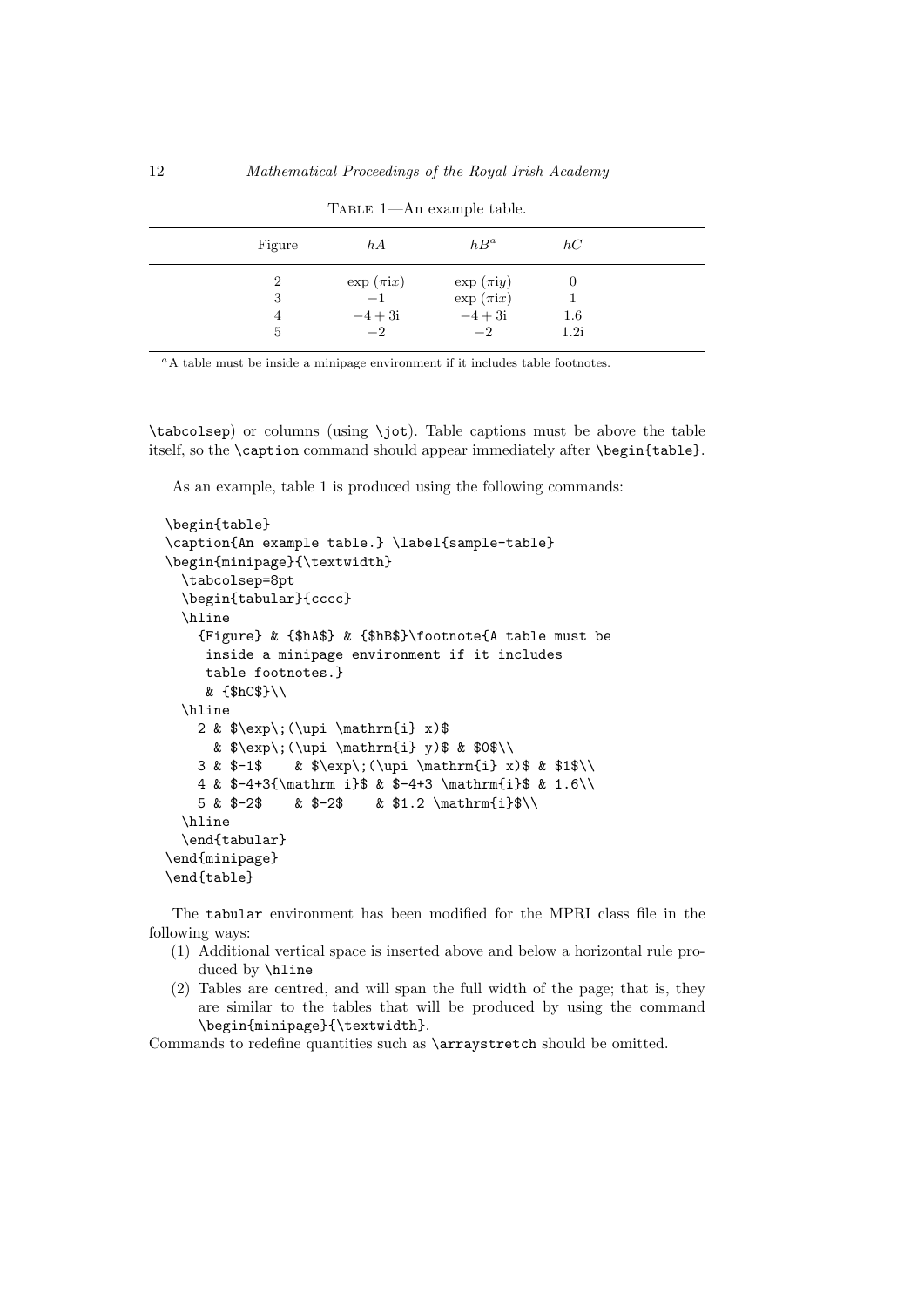TABLE 1—An example table.

| Figure | $hA$ | $hB$[a] | $hC$ |
|---|---|---|---|
| 2 | $\exp\;(\pi\mathrm{i}x)$ | $\exp\;(\pi\mathrm{i}y)$ | 0 |
| 3 | $-1$ | $\exp\;(\pi\mathrm{i}x)$ | 1 |
| 4 | $-4+3\mathrm{i}$ | $-4+3\mathrm{i}$ | 1.6 |
| 5 | $-2$ | $-2$ | $1.2\mathrm{i}$ |

[a]A table must be inside a minipage environment if it includes table footnotes.

\tabcolsep) or columns (using \jot). Table captions must be above the table itself, so the \caption command should appear immediately after \begin{table}.

As an example, table 1 is produced using the following commands:

```
\begin{table}
\caption{An example table.} \label{sample-table}
\begin{minipage}{\textwidth}
  \tabcolsep=8pt
  \begin{tabular}{cccc}
  \hline
    {Figure} & {$hA$} & {$hB$}\footnote{A table must be
     inside a minipage environment if it includes
     table footnotes.}
     & {$hC$}\\
  \hline
    2 & $\exp\;(\upi \mathrm{i} x)$
      & $\exp\;(\upi \mathrm{i} y)$ & $0$\\
    3 & $-1$    & $\exp\;(\upi \mathrm{i} x)$ & $1$\\
    4 & $-4+3{\mathrm i}$ & $-4+3 \mathrm{i}$ & 1.6\\
    5 & $-2$    & $-2$    & $1.2 \mathrm{i}$\\
  \hline
  \end{tabular}
\end{minipage}
\end{table}
```

The tabular environment has been modified for the MPRI class file in the following ways:

(1) Additional vertical space is inserted above and below a horizontal rule produced by \hline

(2) Tables are centred, and will span the full width of the page; that is, they are similar to the tables that will be produced by using the command \begin{minipage}{\textwidth}.

Commands to redefine quantities such as \arraystretch should be omitted.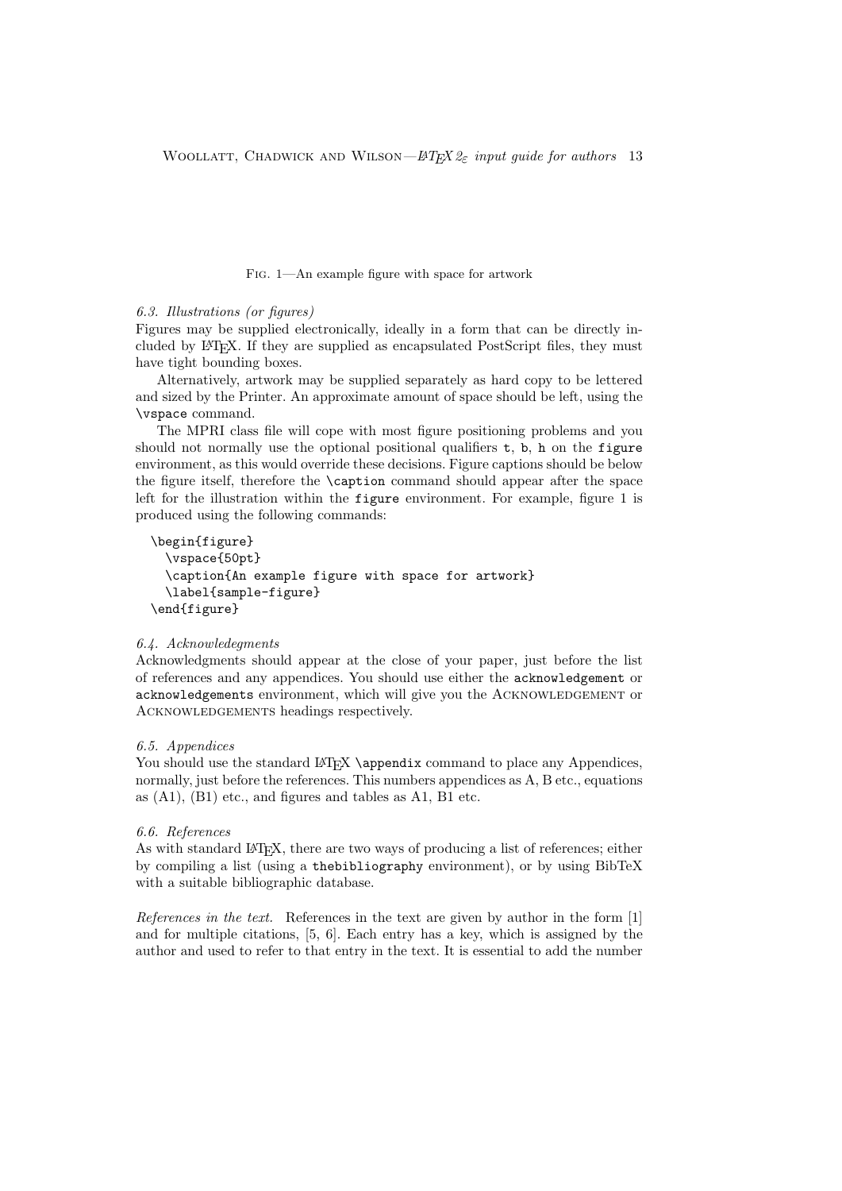Fig. 1—An example figure with space for artwork

### 6.3. Illustrations (or figures)

Figures may be supplied electronically, ideally in a form that can be directly included by LaTeX. If they are supplied as encapsulated PostScript files, they must have tight bounding boxes.

Alternatively, artwork may be supplied separately as hard copy to be lettered and sized by the Printer. An approximate amount of space should be left, using the `\vspace` command.

The MPRI class file will cope with most figure positioning problems and you should not normally use the optional positional qualifiers `t`, `b`, `h` on the `figure` environment, as this would override these decisions. Figure captions should be below the figure itself, therefore the `\caption` command should appear after the space left for the illustration within the `figure` environment. For example, figure 1 is produced using the following commands:

```
\begin{figure}
  \vspace{50pt}
  \caption{An example figure with space for artwork}
  \label{sample-figure}
\end{figure}
```

### 6.4. Acknowledgments

Acknowledgments should appear at the close of your paper, just before the list of references and any appendices. You should use either the `acknowledgement` or `acknowledgements` environment, which will give you the Acknowledgement or Acknowledgements headings respectively.

### 6.5. Appendices

You should use the standard LaTeX `\appendix` command to place any Appendices, normally, just before the references. This numbers appendices as A, B etc., equations as (A1), (B1) etc., and figures and tables as A1, B1 etc.

### 6.6. References

As with standard LaTeX, there are two ways of producing a list of references; either by compiling a list (using a `thebibliography` environment), or by using BibTeX with a suitable bibliographic database.

*References in the text.* References in the text are given by author in the form [1] and for multiple citations, [5, 6]. Each entry has a key, which is assigned by the author and used to refer to that entry in the text. It is essential to add the number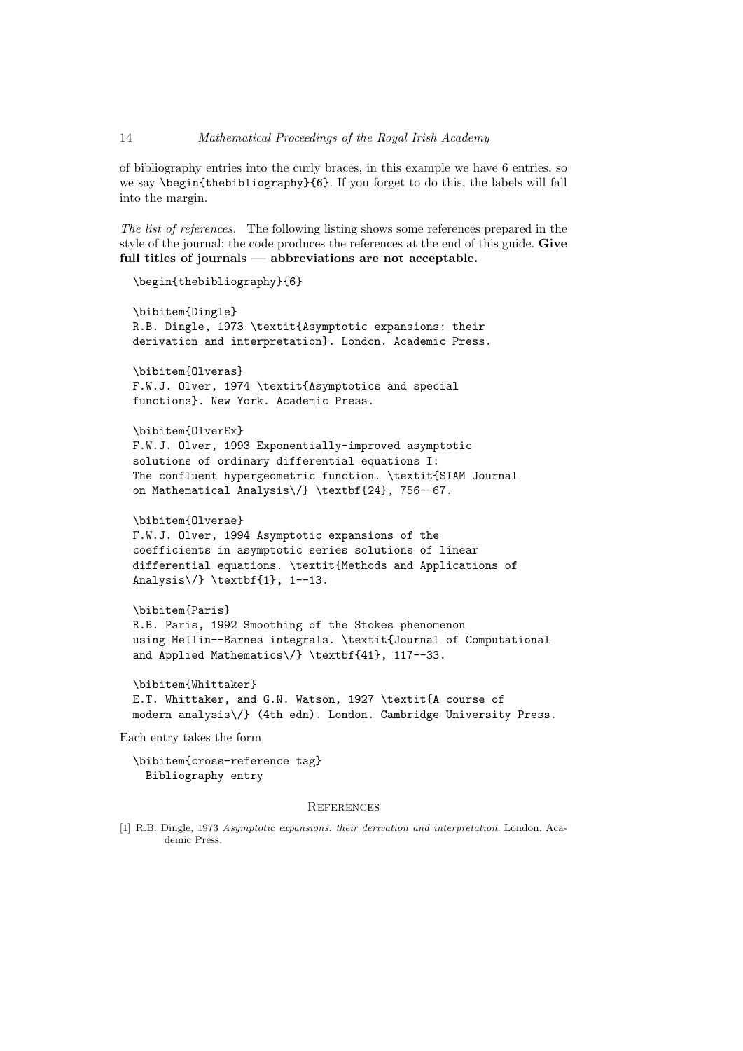of bibliography entries into the curly braces, in this example we have 6 entries, so we say `\begin{thebibliography}{6}`. If you forget to do this, the labels will fall into the margin.

*The list of references.* The following listing shows some references prepared in the style of the journal; the code produces the references at the end of this guide. **Give full titles of journals — abbreviations are not acceptable.**

```
\begin{thebibliography}{6}

\bibitem{Dingle}
R.B. Dingle, 1973 \textit{Asymptotic expansions: their
derivation and interpretation}. London. Academic Press.

\bibitem{Olveras}
F.W.J. Olver, 1974 \textit{Asymptotics and special
functions}. New York. Academic Press.

\bibitem{OlverEx}
F.W.J. Olver, 1993 Exponentially-improved asymptotic
solutions of ordinary differential equations I:
The confluent hypergeometric function. \textit{SIAM Journal
on Mathematical Analysis\/} \textbf{24}, 756--67.

\bibitem{Olverae}
F.W.J. Olver, 1994 Asymptotic expansions of the
coefficients in asymptotic series solutions of linear
differential equations. \textit{Methods and Applications of
Analysis\/} \textbf{1}, 1--13.

\bibitem{Paris}
R.B. Paris, 1992 Smoothing of the Stokes phenomenon
using Mellin--Barnes integrals. \textit{Journal of Computational
and Applied Mathematics\/} \textbf{41}, 117--33.

\bibitem{Whittaker}
E.T. Whittaker, and G.N. Watson, 1927 \textit{A course of
modern analysis\/} (4th edn). London. Cambridge University Press.
```

Each entry takes the form

```
\bibitem{cross-reference tag}
  Bibliography entry
```

## References

[1] R.B. Dingle, 1973 *Asymptotic expansions: their derivation and interpretation*. London. Academic Press.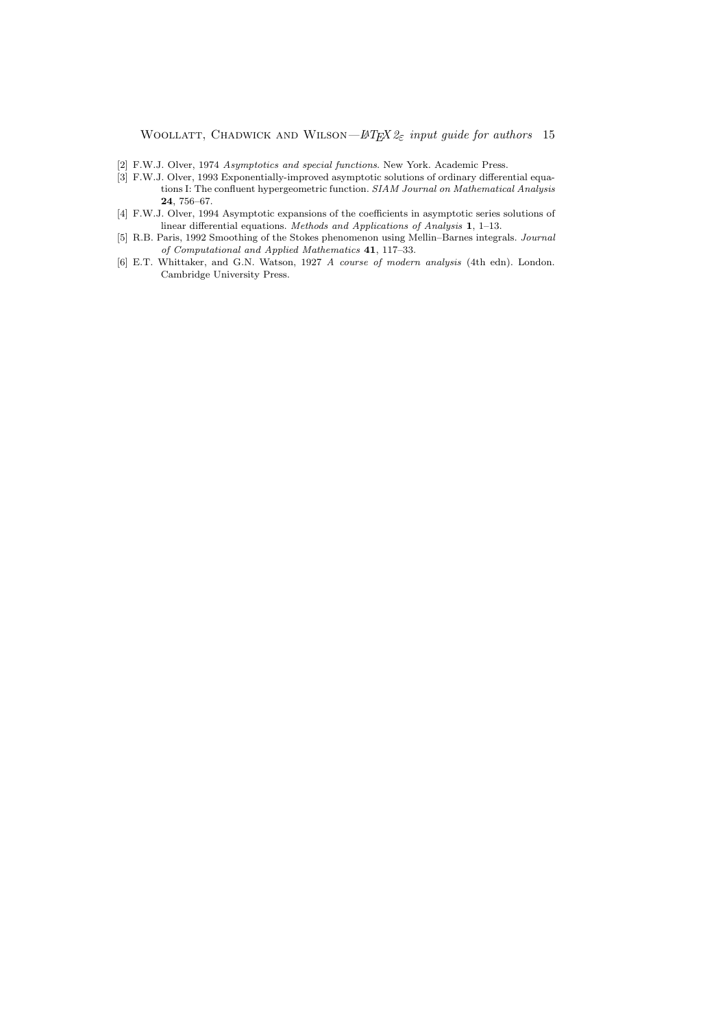[2] F.W.J. Olver, 1974 *Asymptotics and special functions*. New York. Academic Press.

[3] F.W.J. Olver, 1993 Exponentially-improved asymptotic solutions of ordinary differential equations I: The confluent hypergeometric function. *SIAM Journal on Mathematical Analysis* **24**, 756–67.

[4] F.W.J. Olver, 1994 Asymptotic expansions of the coefficients in asymptotic series solutions of linear differential equations. *Methods and Applications of Analysis* **1**, 1–13.

[5] R.B. Paris, 1992 Smoothing of the Stokes phenomenon using Mellin–Barnes integrals. *Journal of Computational and Applied Mathematics* **41**, 117–33.

[6] E.T. Whittaker, and G.N. Watson, 1927 *A course of modern analysis* (4th edn). London. Cambridge University Press.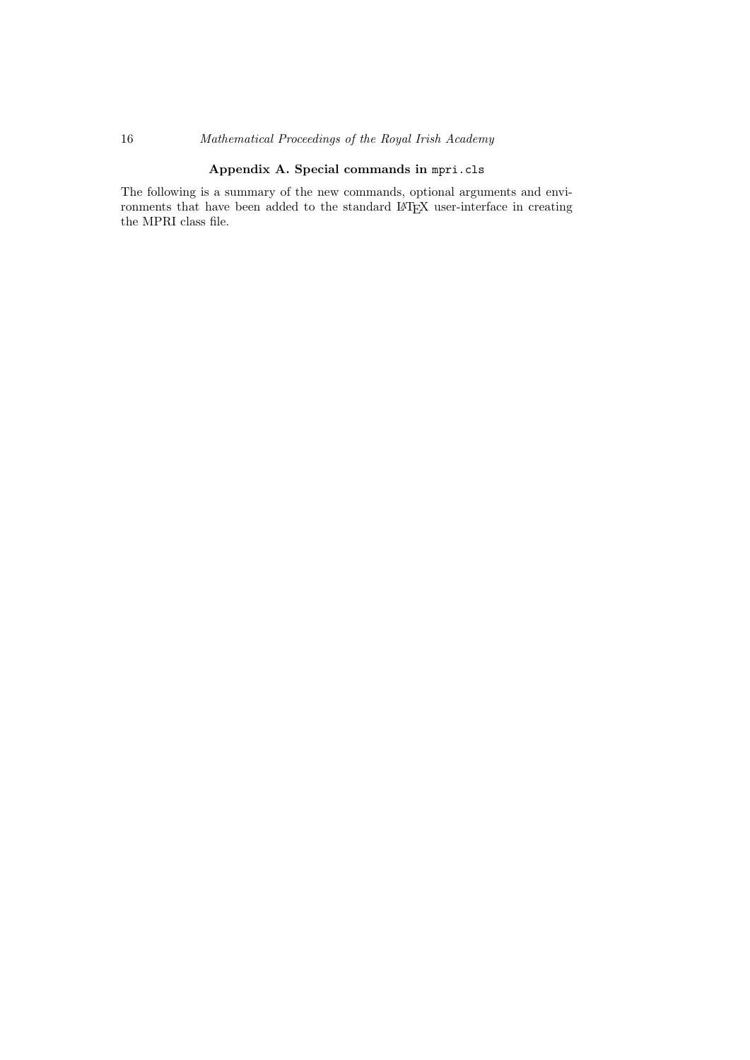## Appendix A. Special commands in `mpri.cls`

The following is a summary of the new commands, optional arguments and environments that have been added to the standard LaTeX user-interface in creating the MPRI class file.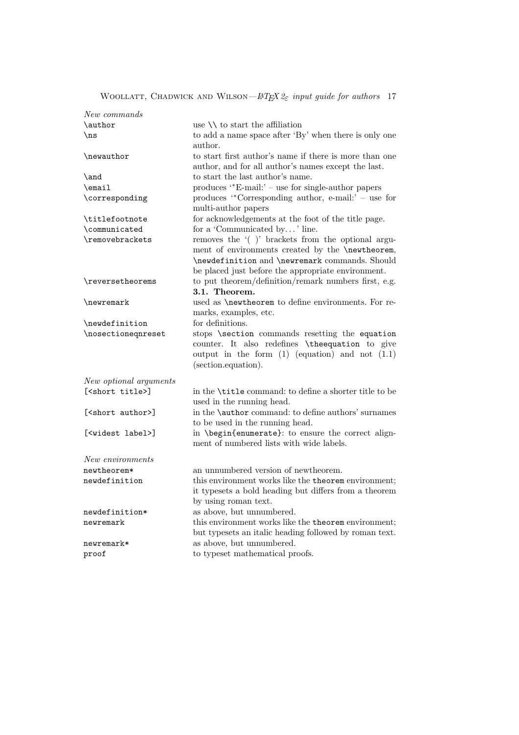*New commands*

| | |
|---|---|
| `\author` | use `\\` to start the affiliation |
| `\ns` | to add a name space after 'By' when there is only one author. |
| `\newauthor` | to start first author's name if there is more than one author, and for all author's names except the last. |
| `\and` | to start the last author's name. |
| `\email` | produces '*E-mail:' – use for single-author papers |
| `\corresponding` | produces '*Corresponding author, e-mail:' – use for multi-author papers |
| `\titlefootnote` | for acknowledgements at the foot of the title page. |
| `\communicated` | for a 'Communicated by…' line. |
| `\removebrackets` | removes the '( )' brackets from the optional argument of environments created by the `\newtheorem`, `\newdefinition` and `\newremark` commands. Should be placed just before the appropriate environment. |
| `\reversetheorems` | to put theorem/definition/remark numbers first, e.g. **3.1. Theorem.** |
| `\newremark` | used as `\newtheorem` to define environments. For remarks, examples, etc. |
| `\newdefinition` | for definitions. |
| `\nosectioneqnreset` | stops `\section` commands resetting the `equation` counter. It also redefines `\theequation` to give output in the form (1) (equation) and not (1.1) (section.equation). |

*New optional arguments*

| | |
|---|---|
| `[<short title>]` | in the `\title` command: to define a shorter title to be used in the running head. |
| `[<short author>]` | in the `\author` command: to define authors' surnames to be used in the running head. |
| `[<widest label>]` | in `\begin{enumerate}`: to ensure the correct alignment of numbered lists with wide labels. |

*New environments*

| | |
|---|---|
| `newtheorem*` | an unnumbered version of newtheorem. |
| `newdefinition` | this environment works like the `theorem` environment; it typesets a bold heading but differs from a theorem by using roman text. |
| `newdefinition*` | as above, but unnumbered. |
| `newremark` | this environment works like the `theorem` environment; but typesets an italic heading followed by roman text. |
| `newremark*` | as above, but unnumbered. |
| `proof` | to typeset mathematical proofs. |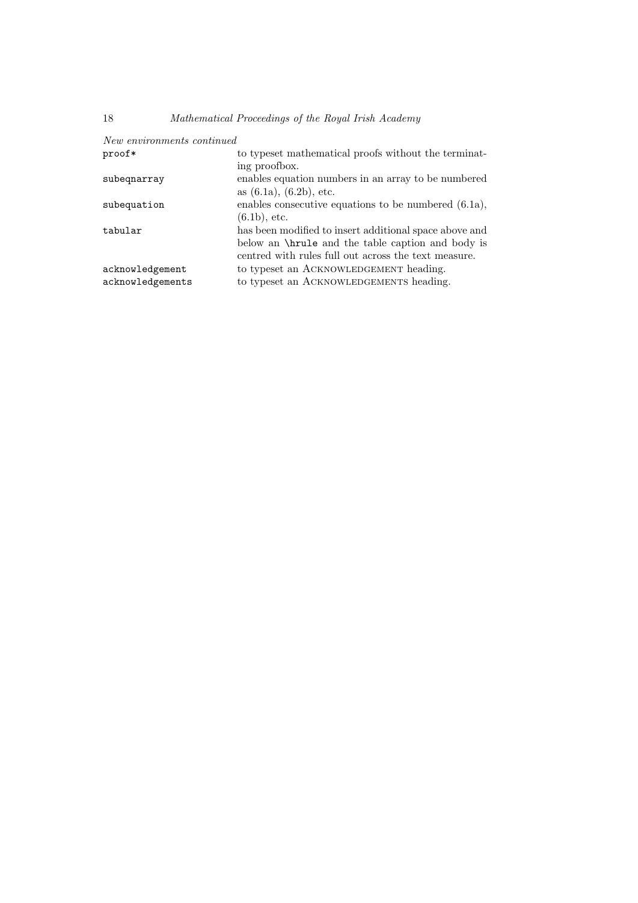*New environments continued*

| | |
|---|---|
| `proof*` | to typeset mathematical proofs without the terminating proofbox. |
| `subeqnarray` | enables equation numbers in an array to be numbered as (6.1a), (6.2b), etc. |
| `subequation` | enables consecutive equations to be numbered (6.1a), (6.1b), etc. |
| `tabular` | has been modified to insert additional space above and below an `\hrule` and the table caption and body is centred with rules full out across the text measure. |
| `acknowledgement` | to typeset an ACKNOWLEDGEMENT heading. |
| `acknowledgements` | to typeset an ACKNOWLEDGEMENTS heading. |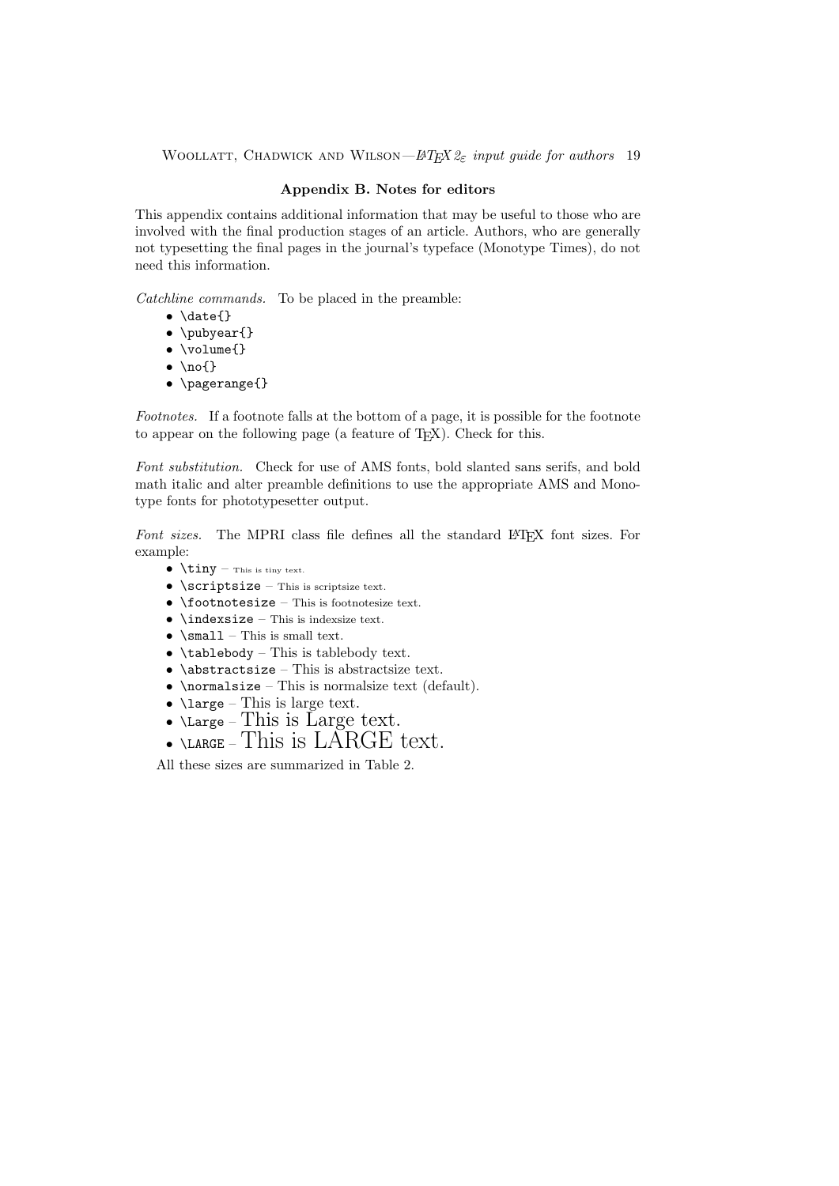## Appendix B. Notes for editors

This appendix contains additional information that may be useful to those who are involved with the final production stages of an article. Authors, who are generally not typesetting the final pages in the journal's typeface (Monotype Times), do not need this information.

*Catchline commands.* To be placed in the preamble:

- `\date{}`
- `\pubyear{}`
- `\volume{}`
- `\no{}`
- `\pagerange{}`

*Footnotes.* If a footnote falls at the bottom of a page, it is possible for the footnote to appear on the following page (a feature of TEX). Check for this.

*Font substitution.* Check for use of AMS fonts, bold slanted sans serifs, and bold math italic and alter preamble definitions to use the appropriate AMS and Monotype fonts for phototypesetter output.

*Font sizes.* The MPRI class file defines all the standard LATEX font sizes. For example:

- `\tiny` – This is tiny text.
- `\scriptsize` – This is scriptsize text.
- `\footnotesize` – This is footnotesize text.
- `\indexsize` – This is indexsize text.
- `\small` – This is small text.
- `\tablebody` – This is tablebody text.
- `\abstractsize` – This is abstractsize text.
- `\normalsize` – This is normalsize text (default).
- `\large` – This is large text.
- `\Large` – This is Large text.
- `\LARGE` – This is LARGE text.

All these sizes are summarized in Table 2.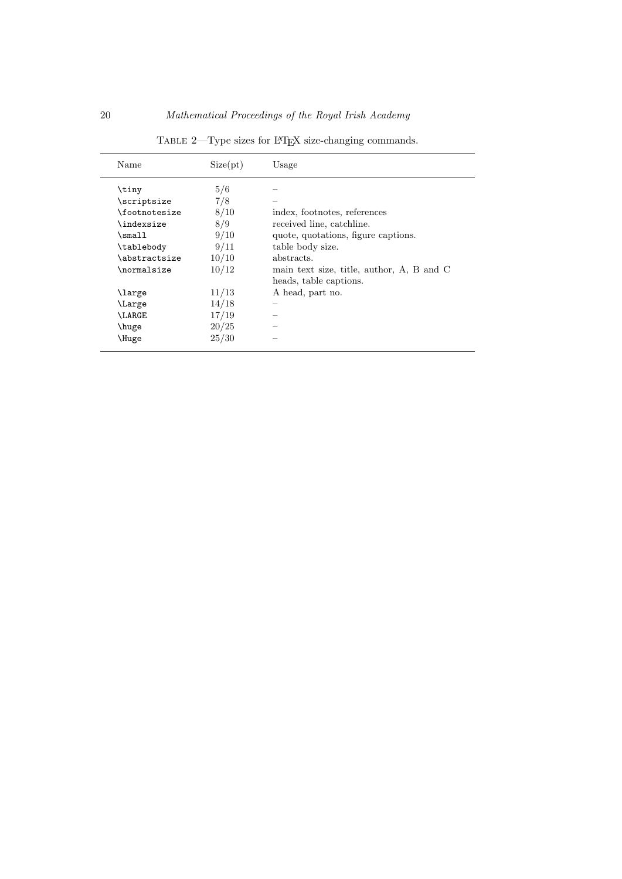TABLE 2—Type sizes for LaTeX size-changing commands.

| Name | Size(pt) | Usage |
| --- | --- | --- |
| \tiny | 5/6 | – |
| \scriptsize | 7/8 | – |
| \footnotesize | 8/10 | index, footnotes, references |
| \indexsize | 8/9 | received line, catchline. |
| \small | 9/10 | quote, quotations, figure captions. |
| \tablebody | 9/11 | table body size. |
| \abstractsize | 10/10 | abstracts. |
| \normalsize | 10/12 | main text size, title, author, A, B and C heads, table captions. |
| \large | 11/13 | A head, part no. |
| \Large | 14/18 | – |
| \LARGE | 17/19 | – |
| \huge | 20/25 | – |
| \Huge | 25/30 | – |